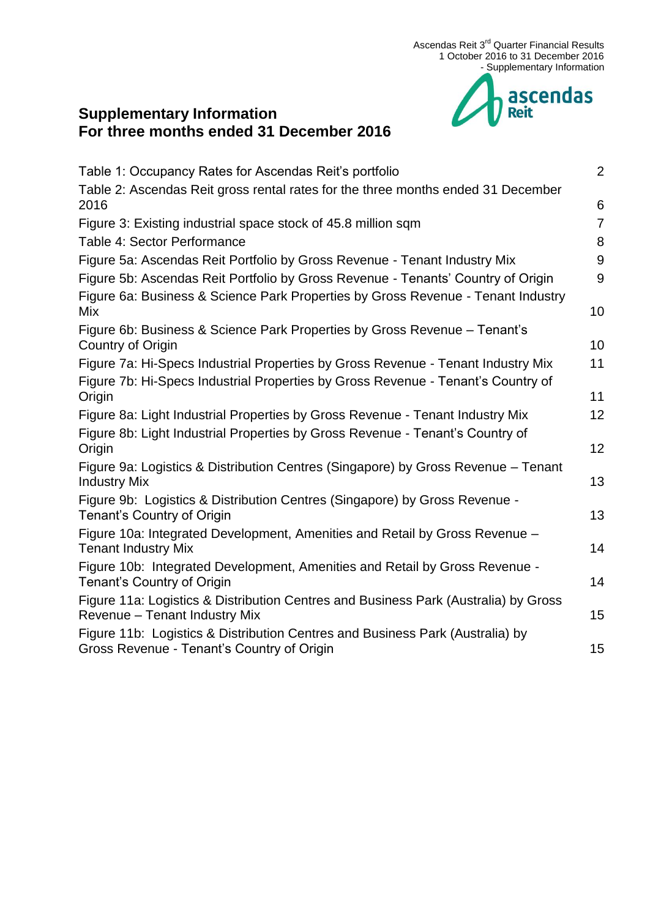# Supplementary Information
# For three months ended 31 December 2016

| | |
|---|---|
| Table 1: Occupancy Rates for Ascendas Reit's portfolio | 2 |
| Table 2: Ascendas Reit gross rental rates for the three months ended 31 December 2016 | 6 |
| Figure 3: Existing industrial space stock of 45.8 million sqm | 7 |
| Table 4: Sector Performance | 8 |
| Figure 5a: Ascendas Reit Portfolio by Gross Revenue - Tenant Industry Mix | 9 |
| Figure 5b: Ascendas Reit Portfolio by Gross Revenue - Tenants' Country of Origin | 9 |
| Figure 6a: Business & Science Park Properties by Gross Revenue - Tenant Industry Mix | 10 |
| Figure 6b: Business & Science Park Properties by Gross Revenue – Tenant's Country of Origin | 10 |
| Figure 7a: Hi-Specs Industrial Properties by Gross Revenue - Tenant Industry Mix | 11 |
| Figure 7b: Hi-Specs Industrial Properties by Gross Revenue - Tenant's Country of Origin | 11 |
| Figure 8a: Light Industrial Properties by Gross Revenue - Tenant Industry Mix | 12 |
| Figure 8b: Light Industrial Properties by Gross Revenue - Tenant's Country of Origin | 12 |
| Figure 9a: Logistics & Distribution Centres (Singapore) by Gross Revenue – Tenant Industry Mix | 13 |
| Figure 9b: Logistics & Distribution Centres (Singapore) by Gross Revenue - Tenant's Country of Origin | 13 |
| Figure 10a: Integrated Development, Amenities and Retail by Gross Revenue – Tenant Industry Mix | 14 |
| Figure 10b: Integrated Development, Amenities and Retail by Gross Revenue - Tenant's Country of Origin | 14 |
| Figure 11a: Logistics & Distribution Centres and Business Park (Australia) by Gross Revenue – Tenant Industry Mix | 15 |
| Figure 11b: Logistics & Distribution Centres and Business Park (Australia) by Gross Revenue - Tenant's Country of Origin | 15 |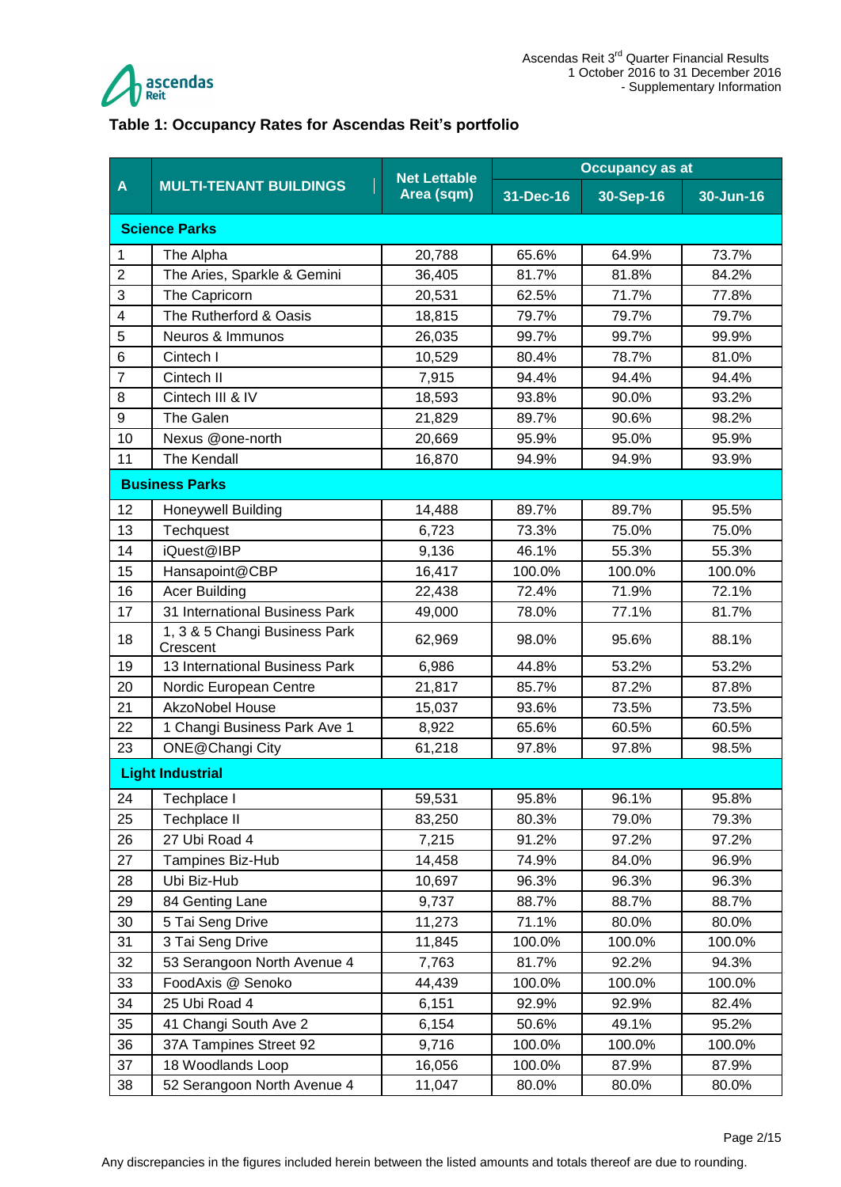## Table 1: Occupancy Rates for Ascendas Reit's portfolio

| A | MULTI-TENANT BUILDINGS | Net Lettable Area (sqm) | Occupancy as at | | |
|---|---|---|---|---|---|
| | | | 31-Dec-16 | 30-Sep-16 | 30-Jun-16 |
| **Science Parks** | | | | | |
| 1 | The Alpha | 20,788 | 65.6% | 64.9% | 73.7% |
| 2 | The Aries, Sparkle & Gemini | 36,405 | 81.7% | 81.8% | 84.2% |
| 3 | The Capricorn | 20,531 | 62.5% | 71.7% | 77.8% |
| 4 | The Rutherford & Oasis | 18,815 | 79.7% | 79.7% | 79.7% |
| 5 | Neuros & Immunos | 26,035 | 99.7% | 99.7% | 99.9% |
| 6 | Cintech I | 10,529 | 80.4% | 78.7% | 81.0% |
| 7 | Cintech II | 7,915 | 94.4% | 94.4% | 94.4% |
| 8 | Cintech III & IV | 18,593 | 93.8% | 90.0% | 93.2% |
| 9 | The Galen | 21,829 | 89.7% | 90.6% | 98.2% |
| 10 | Nexus @one-north | 20,669 | 95.9% | 95.0% | 95.9% |
| 11 | The Kendall | 16,870 | 94.9% | 94.9% | 93.9% |
| **Business Parks** | | | | | |
| 12 | Honeywell Building | 14,488 | 89.7% | 89.7% | 95.5% |
| 13 | Techquest | 6,723 | 73.3% | 75.0% | 75.0% |
| 14 | iQuest@IBP | 9,136 | 46.1% | 55.3% | 55.3% |
| 15 | Hansapoint@CBP | 16,417 | 100.0% | 100.0% | 100.0% |
| 16 | Acer Building | 22,438 | 72.4% | 71.9% | 72.1% |
| 17 | 31 International Business Park | 49,000 | 78.0% | 77.1% | 81.7% |
| 18 | 1, 3 & 5 Changi Business Park Crescent | 62,969 | 98.0% | 95.6% | 88.1% |
| 19 | 13 International Business Park | 6,986 | 44.8% | 53.2% | 53.2% |
| 20 | Nordic European Centre | 21,817 | 85.7% | 87.2% | 87.8% |
| 21 | AkzoNobel House | 15,037 | 93.6% | 73.5% | 73.5% |
| 22 | 1 Changi Business Park Ave 1 | 8,922 | 65.6% | 60.5% | 60.5% |
| 23 | ONE@Changi City | 61,218 | 97.8% | 97.8% | 98.5% |
| **Light Industrial** | | | | | |
| 24 | Techplace I | 59,531 | 95.8% | 96.1% | 95.8% |
| 25 | Techplace II | 83,250 | 80.3% | 79.0% | 79.3% |
| 26 | 27 Ubi Road 4 | 7,215 | 91.2% | 97.2% | 97.2% |
| 27 | Tampines Biz-Hub | 14,458 | 74.9% | 84.0% | 96.9% |
| 28 | Ubi Biz-Hub | 10,697 | 96.3% | 96.3% | 96.3% |
| 29 | 84 Genting Lane | 9,737 | 88.7% | 88.7% | 88.7% |
| 30 | 5 Tai Seng Drive | 11,273 | 71.1% | 80.0% | 80.0% |
| 31 | 3 Tai Seng Drive | 11,845 | 100.0% | 100.0% | 100.0% |
| 32 | 53 Serangoon North Avenue 4 | 7,763 | 81.7% | 92.2% | 94.3% |
| 33 | FoodAxis @ Senoko | 44,439 | 100.0% | 100.0% | 100.0% |
| 34 | 25 Ubi Road 4 | 6,151 | 92.9% | 92.9% | 82.4% |
| 35 | 41 Changi South Ave 2 | 6,154 | 50.6% | 49.1% | 95.2% |
| 36 | 37A Tampines Street 92 | 9,716 | 100.0% | 100.0% | 100.0% |
| 37 | 18 Woodlands Loop | 16,056 | 100.0% | 87.9% | 87.9% |
| 38 | 52 Serangoon North Avenue 4 | 11,047 | 80.0% | 80.0% | 80.0% |

Any discrepancies in the figures included herein between the listed amounts and totals thereof are due to rounding.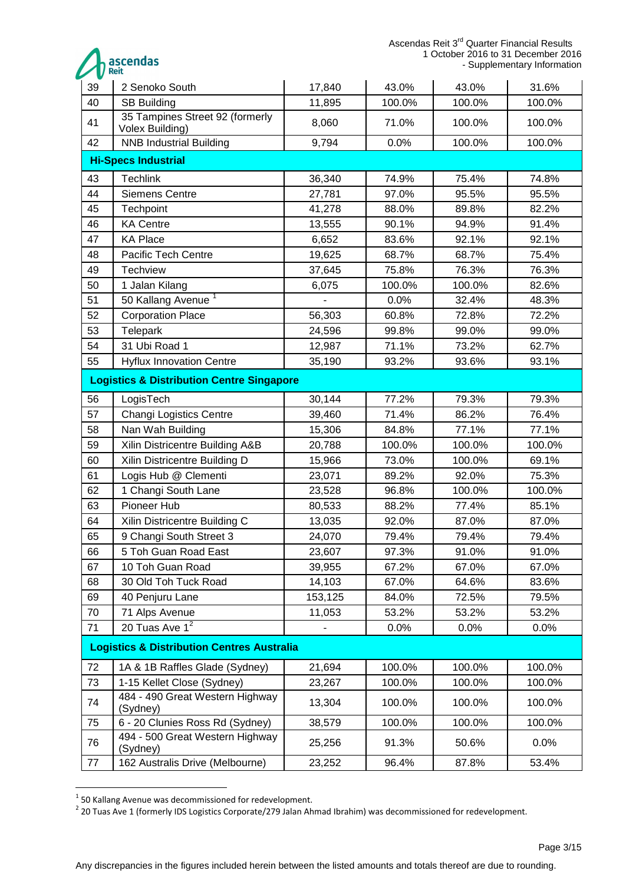| | | | | | |
|---|---|---|---|---|---|
| 39 | 2 Senoko South | 17,840 | 43.0% | 43.0% | 31.6% |
| 40 | SB Building | 11,895 | 100.0% | 100.0% | 100.0% |
| 41 | 35 Tampines Street 92 (formerly Volex Building) | 8,060 | 71.0% | 100.0% | 100.0% |
| 42 | NNB Industrial Building | 9,794 | 0.0% | 100.0% | 100.0% |
| **Hi-Specs Industrial** | | | | | |
| 43 | Techlink | 36,340 | 74.9% | 75.4% | 74.8% |
| 44 | Siemens Centre | 27,781 | 97.0% | 95.5% | 95.5% |
| 45 | Techpoint | 41,278 | 88.0% | 89.8% | 82.2% |
| 46 | KA Centre | 13,555 | 90.1% | 94.9% | 91.4% |
| 47 | KA Place | 6,652 | 83.6% | 92.1% | 92.1% |
| 48 | Pacific Tech Centre | 19,625 | 68.7% | 68.7% | 75.4% |
| 49 | Techview | 37,645 | 75.8% | 76.3% | 76.3% |
| 50 | 1 Jalan Kilang | 6,075 | 100.0% | 100.0% | 82.6% |
| 51 | 50 Kallang Avenue [1] | - | 0.0% | 32.4% | 48.3% |
| 52 | Corporation Place | 56,303 | 60.8% | 72.8% | 72.2% |
| 53 | Telepark | 24,596 | 99.8% | 99.0% | 99.0% |
| 54 | 31 Ubi Road 1 | 12,987 | 71.1% | 73.2% | 62.7% |
| 55 | Hyflux Innovation Centre | 35,190 | 93.2% | 93.6% | 93.1% |
| **Logistics & Distribution Centre Singapore** | | | | | |
| 56 | LogisTech | 30,144 | 77.2% | 79.3% | 79.3% |
| 57 | Changi Logistics Centre | 39,460 | 71.4% | 86.2% | 76.4% |
| 58 | Nan Wah Building | 15,306 | 84.8% | 77.1% | 77.1% |
| 59 | Xilin Districentre Building A&B | 20,788 | 100.0% | 100.0% | 100.0% |
| 60 | Xilin Districentre Building D | 15,966 | 73.0% | 100.0% | 69.1% |
| 61 | Logis Hub @ Clementi | 23,071 | 89.2% | 92.0% | 75.3% |
| 62 | 1 Changi South Lane | 23,528 | 96.8% | 100.0% | 100.0% |
| 63 | Pioneer Hub | 80,533 | 88.2% | 77.4% | 85.1% |
| 64 | Xilin Districentre Building C | 13,035 | 92.0% | 87.0% | 87.0% |
| 65 | 9 Changi South Street 3 | 24,070 | 79.4% | 79.4% | 79.4% |
| 66 | 5 Toh Guan Road East | 23,607 | 97.3% | 91.0% | 91.0% |
| 67 | 10 Toh Guan Road | 39,955 | 67.2% | 67.0% | 67.0% |
| 68 | 30 Old Toh Tuck Road | 14,103 | 67.0% | 64.6% | 83.6% |
| 69 | 40 Penjuru Lane | 153,125 | 84.0% | 72.5% | 79.5% |
| 70 | 71 Alps Avenue | 11,053 | 53.2% | 53.2% | 53.2% |
| 71 | 20 Tuas Ave 1 [2] | - | 0.0% | 0.0% | 0.0% |
| **Logistics & Distribution Centres Australia** | | | | | |
| 72 | 1A & 1B Raffles Glade (Sydney) | 21,694 | 100.0% | 100.0% | 100.0% |
| 73 | 1-15 Kellet Close (Sydney) | 23,267 | 100.0% | 100.0% | 100.0% |
| 74 | 484 - 490 Great Western Highway (Sydney) | 13,304 | 100.0% | 100.0% | 100.0% |
| 75 | 6 - 20 Clunies Ross Rd (Sydney) | 38,579 | 100.0% | 100.0% | 100.0% |
| 76 | 494 - 500 Great Western Highway (Sydney) | 25,256 | 91.3% | 50.6% | 0.0% |
| 77 | 162 Australis Drive (Melbourne) | 23,252 | 96.4% | 87.8% | 53.4% |

[1] 50 Kallang Avenue was decommissioned for redevelopment.

[2] 20 Tuas Ave 1 (formerly IDS Logistics Corporate/279 Jalan Ahmad Ibrahim) was decommissioned for redevelopment.

Any discrepancies in the figures included herein between the listed amounts and totals thereof are due to rounding.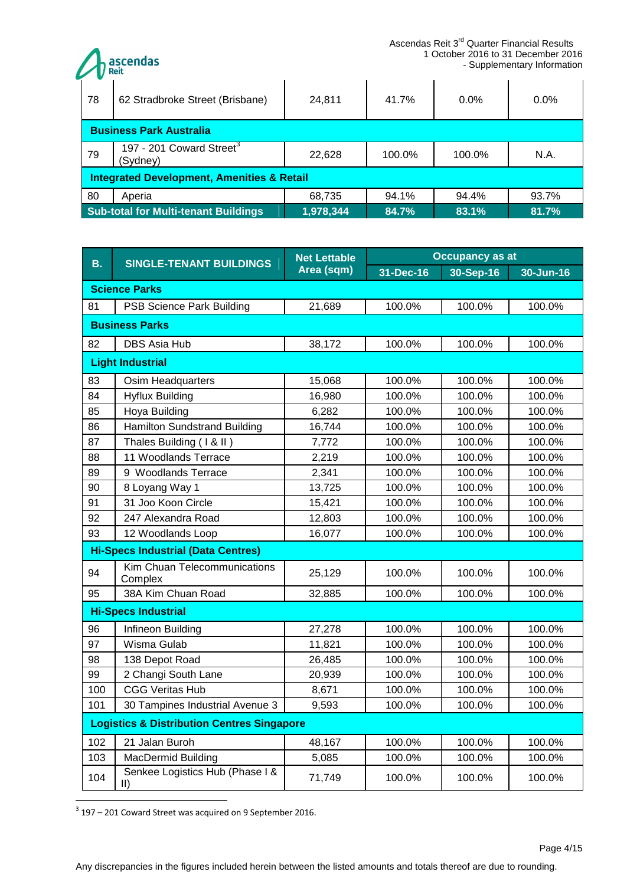| 78 | 62 Stradbroke Street (Brisbane) | 24,811 | 41.7% | 0.0% | 0.0% |
|---|---|---|---|---|---|
| **Business Park Australia** | | | | | |
| 79 | 197 - 201 Coward Street[3] (Sydney) | 22,628 | 100.0% | 100.0% | N.A. |
| **Integrated Development, Amenities & Retail** | | | | | |
| 80 | Aperia | 68,735 | 94.1% | 94.4% | 93.7% |
| **Sub-total for Multi-tenant Buildings** | | **1,978,344** | **84.7%** | **83.1%** | **81.7%** |

| **B.** | **SINGLE-TENANT BUILDINGS** | **Net Lettable Area (sqm)** | **Occupancy as at** | | |
|---|---|---|---|---|---|
| | | | **31-Dec-16** | **30-Sep-16** | **30-Jun-16** |
| **Science Parks** | | | | | |
| 81 | PSB Science Park Building | 21,689 | 100.0% | 100.0% | 100.0% |
| **Business Parks** | | | | | |
| 82 | DBS Asia Hub | 38,172 | 100.0% | 100.0% | 100.0% |
| **Light Industrial** | | | | | |
| 83 | Osim Headquarters | 15,068 | 100.0% | 100.0% | 100.0% |
| 84 | Hyflux Building | 16,980 | 100.0% | 100.0% | 100.0% |
| 85 | Hoya Building | 6,282 | 100.0% | 100.0% | 100.0% |
| 86 | Hamilton Sundstrand Building | 16,744 | 100.0% | 100.0% | 100.0% |
| 87 | Thales Building ( I & II ) | 7,772 | 100.0% | 100.0% | 100.0% |
| 88 | 11 Woodlands Terrace | 2,219 | 100.0% | 100.0% | 100.0% |
| 89 | 9 Woodlands Terrace | 2,341 | 100.0% | 100.0% | 100.0% |
| 90 | 8 Loyang Way 1 | 13,725 | 100.0% | 100.0% | 100.0% |
| 91 | 31 Joo Koon Circle | 15,421 | 100.0% | 100.0% | 100.0% |
| 92 | 247 Alexandra Road | 12,803 | 100.0% | 100.0% | 100.0% |
| 93 | 12 Woodlands Loop | 16,077 | 100.0% | 100.0% | 100.0% |
| **Hi-Specs Industrial (Data Centres)** | | | | | |
| 94 | Kim Chuan Telecommunications Complex | 25,129 | 100.0% | 100.0% | 100.0% |
| 95 | 38A Kim Chuan Road | 32,885 | 100.0% | 100.0% | 100.0% |
| **Hi-Specs Industrial** | | | | | |
| 96 | Infineon Building | 27,278 | 100.0% | 100.0% | 100.0% |
| 97 | Wisma Gulab | 11,821 | 100.0% | 100.0% | 100.0% |
| 98 | 138 Depot Road | 26,485 | 100.0% | 100.0% | 100.0% |
| 99 | 2 Changi South Lane | 20,939 | 100.0% | 100.0% | 100.0% |
| 100 | CGG Veritas Hub | 8,671 | 100.0% | 100.0% | 100.0% |
| 101 | 30 Tampines Industrial Avenue 3 | 9,593 | 100.0% | 100.0% | 100.0% |
| **Logistics & Distribution Centres Singapore** | | | | | |
| 102 | 21 Jalan Buroh | 48,167 | 100.0% | 100.0% | 100.0% |
| 103 | MacDermid Building | 5,085 | 100.0% | 100.0% | 100.0% |
| 104 | Senkee Logistics Hub (Phase I & II) | 71,749 | 100.0% | 100.0% | 100.0% |

[3] 197 – 201 Coward Street was acquired on 9 September 2016.

Any discrepancies in the figures included herein between the listed amounts and totals thereof are due to rounding.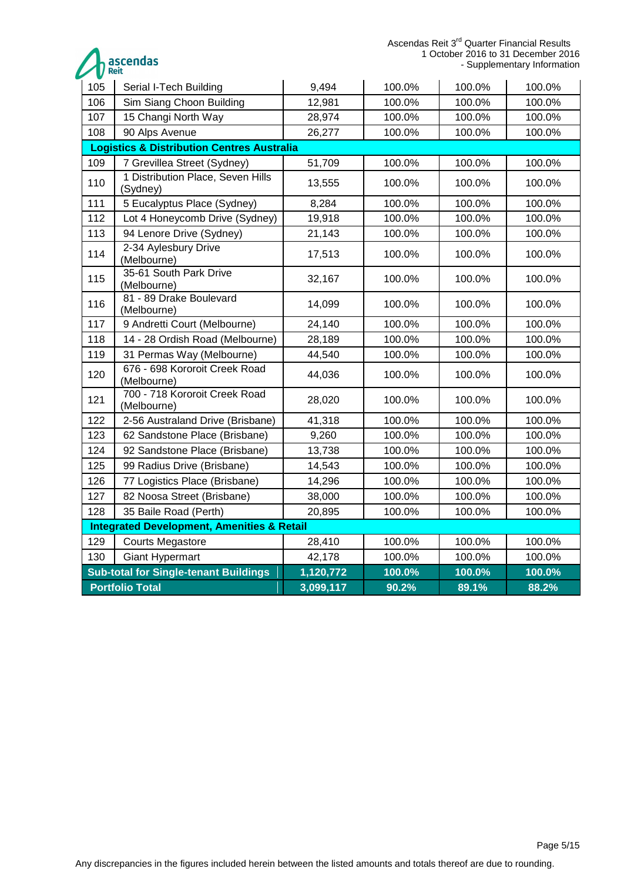| | | | | | |
|---|---|---|---|---|---|
| 105 | Serial I-Tech Building | 9,494 | 100.0% | 100.0% | 100.0% |
| 106 | Sim Siang Choon Building | 12,981 | 100.0% | 100.0% | 100.0% |
| 107 | 15 Changi North Way | 28,974 | 100.0% | 100.0% | 100.0% |
| 108 | 90 Alps Avenue | 26,277 | 100.0% | 100.0% | 100.0% |
| **Logistics & Distribution Centres Australia** | | | | | |
| 109 | 7 Grevillea Street (Sydney) | 51,709 | 100.0% | 100.0% | 100.0% |
| 110 | 1 Distribution Place, Seven Hills (Sydney) | 13,555 | 100.0% | 100.0% | 100.0% |
| 111 | 5 Eucalyptus Place (Sydney) | 8,284 | 100.0% | 100.0% | 100.0% |
| 112 | Lot 4 Honeycomb Drive (Sydney) | 19,918 | 100.0% | 100.0% | 100.0% |
| 113 | 94 Lenore Drive (Sydney) | 21,143 | 100.0% | 100.0% | 100.0% |
| 114 | 2-34 Aylesbury Drive (Melbourne) | 17,513 | 100.0% | 100.0% | 100.0% |
| 115 | 35-61 South Park Drive (Melbourne) | 32,167 | 100.0% | 100.0% | 100.0% |
| 116 | 81 - 89 Drake Boulevard (Melbourne) | 14,099 | 100.0% | 100.0% | 100.0% |
| 117 | 9 Andretti Court (Melbourne) | 24,140 | 100.0% | 100.0% | 100.0% |
| 118 | 14 - 28 Ordish Road (Melbourne) | 28,189 | 100.0% | 100.0% | 100.0% |
| 119 | 31 Permas Way (Melbourne) | 44,540 | 100.0% | 100.0% | 100.0% |
| 120 | 676 - 698 Kororoit Creek Road (Melbourne) | 44,036 | 100.0% | 100.0% | 100.0% |
| 121 | 700 - 718 Kororoit Creek Road (Melbourne) | 28,020 | 100.0% | 100.0% | 100.0% |
| 122 | 2-56 Australand Drive (Brisbane) | 41,318 | 100.0% | 100.0% | 100.0% |
| 123 | 62 Sandstone Place (Brisbane) | 9,260 | 100.0% | 100.0% | 100.0% |
| 124 | 92 Sandstone Place (Brisbane) | 13,738 | 100.0% | 100.0% | 100.0% |
| 125 | 99 Radius Drive (Brisbane) | 14,543 | 100.0% | 100.0% | 100.0% |
| 126 | 77 Logistics Place (Brisbane) | 14,296 | 100.0% | 100.0% | 100.0% |
| 127 | 82 Noosa Street (Brisbane) | 38,000 | 100.0% | 100.0% | 100.0% |
| 128 | 35 Baile Road (Perth) | 20,895 | 100.0% | 100.0% | 100.0% |
| **Integrated Development, Amenities & Retail** | | | | | |
| 129 | Courts Megastore | 28,410 | 100.0% | 100.0% | 100.0% |
| 130 | Giant Hypermart | 42,178 | 100.0% | 100.0% | 100.0% |
| **Sub-total for Single-tenant Buildings** | | **1,120,772** | **100.0%** | **100.0%** | **100.0%** |
| **Portfolio Total** | | **3,099,117** | **90.2%** | **89.1%** | **88.2%** |

Any discrepancies in the figures included herein between the listed amounts and totals thereof are due to rounding.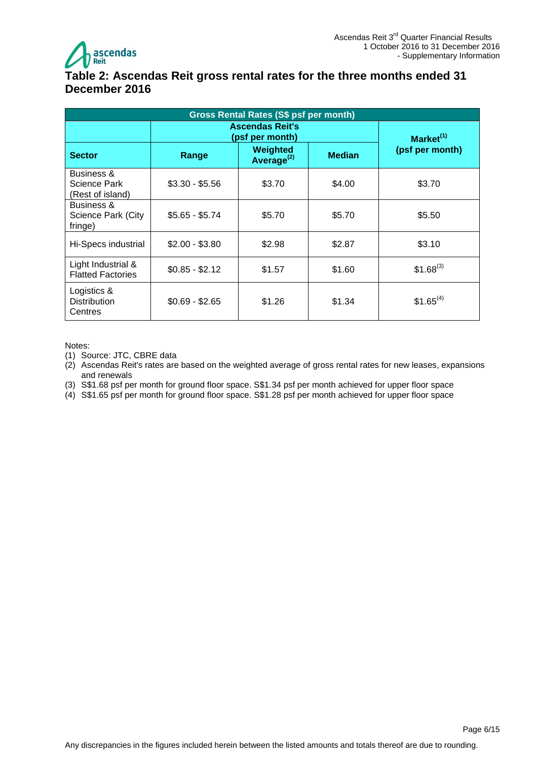# Table 2: Ascendas Reit gross rental rates for the three months ended 31 December 2016

| Gross Rental Rates (S$ psf per month) | | | | |
|---|---|---|---|---|
| | Ascendas Reit's (psf per month) | | | Market[1] (psf per month) |
| **Sector** | **Range** | **Weighted Average[2]** | **Median** | |
| Business & Science Park (Rest of island) | $3.30 - $5.56 | $3.70 | $4.00 | $3.70 |
| Business & Science Park (City fringe) | $5.65 - $5.74 | $5.70 | $5.70 | $5.50 |
| Hi-Specs industrial | $2.00 - $3.80 | $2.98 | $2.87 | $3.10 |
| Light Industrial & Flatted Factories | $0.85 - $2.12 | $1.57 | $1.60 | $1.68[3] |
| Logistics & Distribution Centres | $0.69 - $2.65 | $1.26 | $1.34 | $1.65[4] |

Notes:

(1) Source: JTC, CBRE data

(2) Ascendas Reit's rates are based on the weighted average of gross rental rates for new leases, expansions and renewals

(3) S$1.68 psf per month for ground floor space. S$1.34 psf per month achieved for upper floor space

(4) S$1.65 psf per month for ground floor space. S$1.28 psf per month achieved for upper floor space

Any discrepancies in the figures included herein between the listed amounts and totals thereof are due to rounding.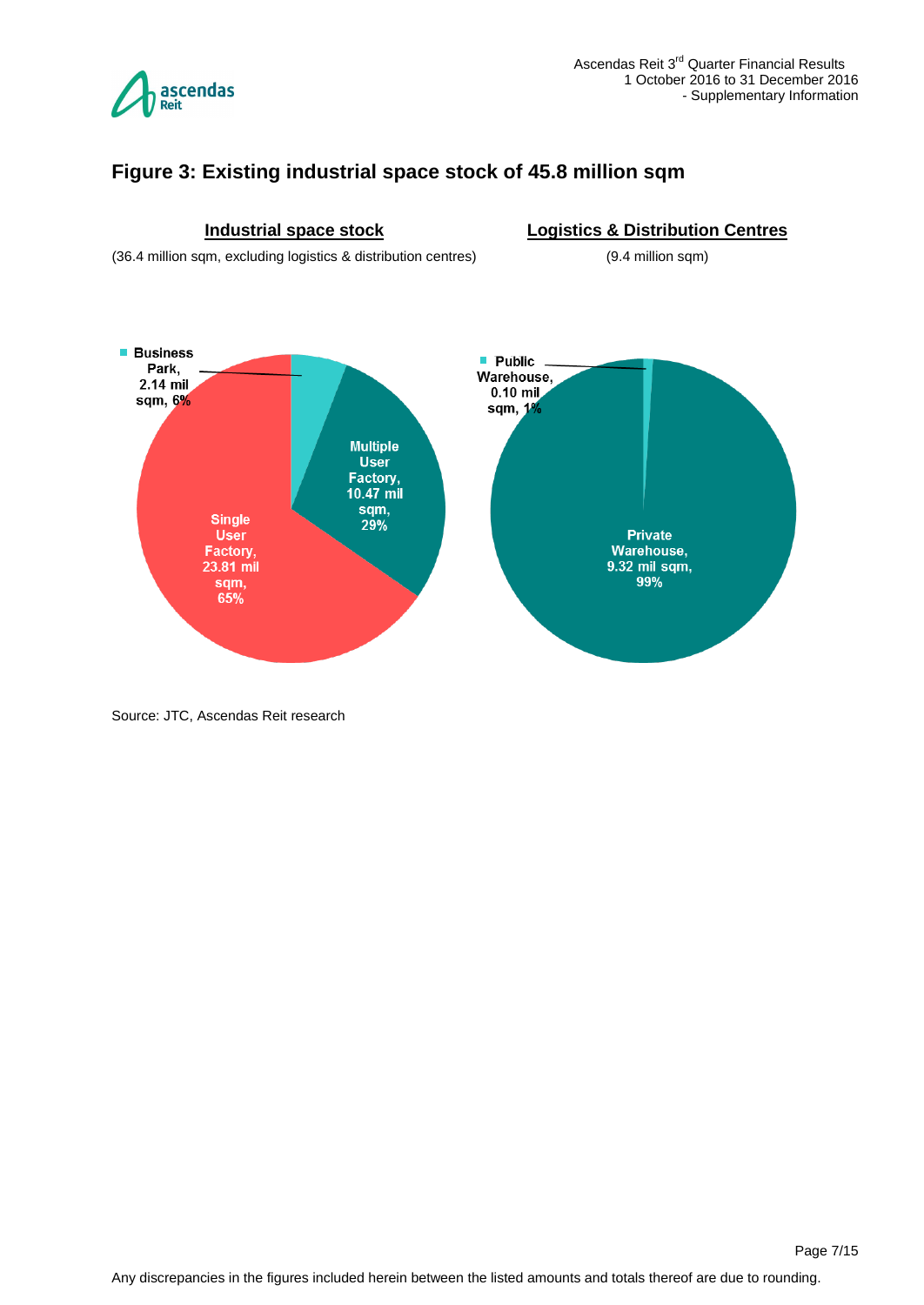## Figure 3: Existing industrial space stock of 45.8 million sqm

**Industrial space stock**

(36.4 million sqm, excluding logistics & distribution centres)

- Business Park, 2.14 mil sqm, 6%
- Multiple User Factory, 10.47 mil sqm, 29%
- Single User Factory, 23.81 mil sqm, 65%

**Logistics & Distribution Centres**

(9.4 million sqm)

- Public Warehouse, 0.10 mil sqm, 1%
- Private Warehouse, 9.32 mil sqm, 99%

Source: JTC, Ascendas Reit research

Any discrepancies in the figures included herein between the listed amounts and totals thereof are due to rounding.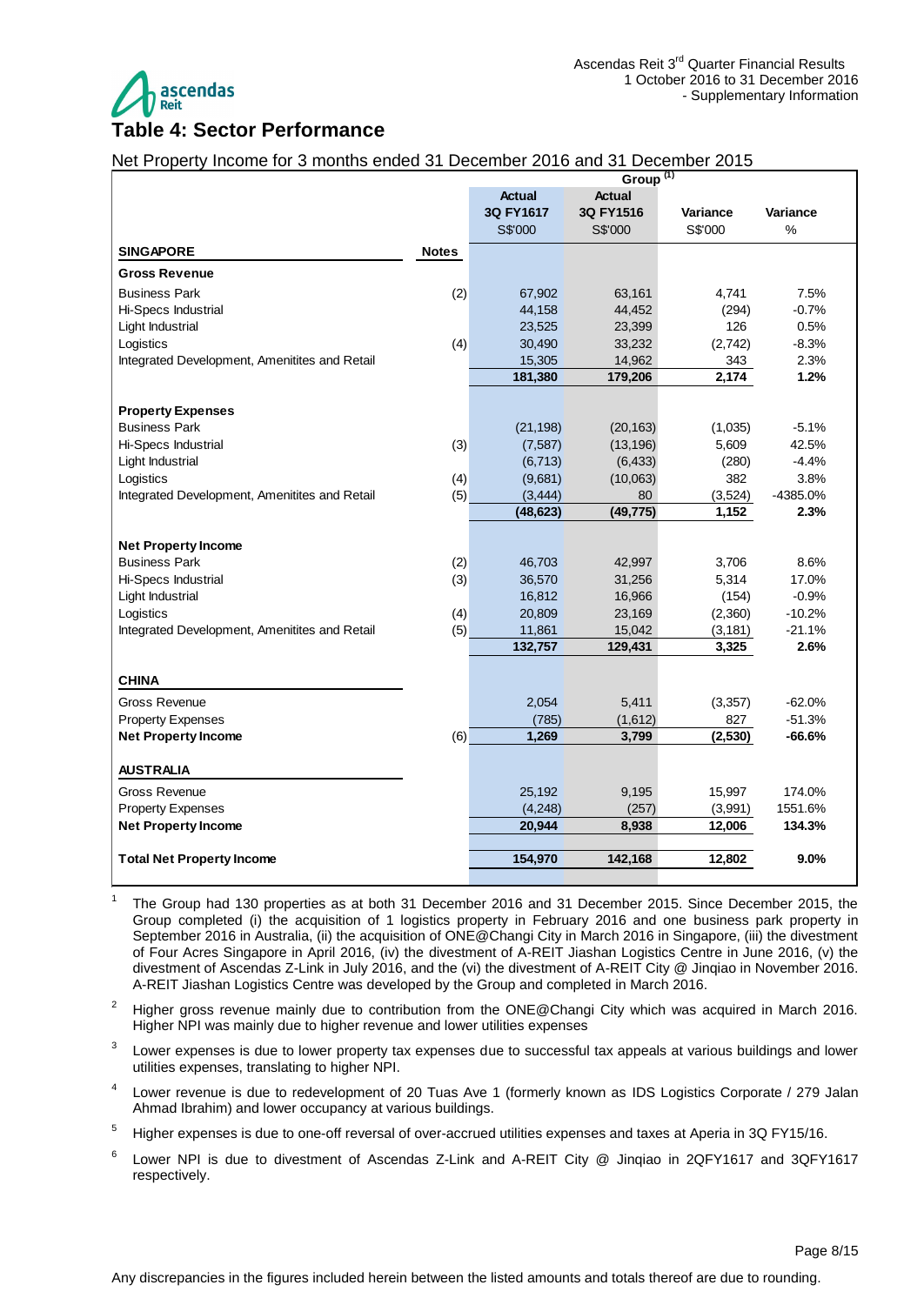## Table 4: Sector Performance

Net Property Income for 3 months ended 31 December 2016 and 31 December 2015

| | | Group [1] | | | |
|---|---|---|---|---|---|
| | | Actual 3Q FY1617 S$'000 | Actual 3Q FY1516 S$'000 | Variance S$'000 | Variance % |
| **SINGAPORE** | **Notes** | | | | |
| **Gross Revenue** | | | | | |
| Business Park | (2) | 67,902 | 63,161 | 4,741 | 7.5% |
| Hi-Specs Industrial | | 44,158 | 44,452 | (294) | -0.7% |
| Light Industrial | | 23,525 | 23,399 | 126 | 0.5% |
| Logistics | (4) | 30,490 | 33,232 | (2,742) | -8.3% |
| Integrated Development, Amenitites and Retail | | 15,305 | 14,962 | 343 | 2.3% |
| | | **181,380** | **179,206** | **2,174** | **1.2%** |
| **Property Expenses** | | | | | |
| Business Park | | (21,198) | (20,163) | (1,035) | -5.1% |
| Hi-Specs Industrial | (3) | (7,587) | (13,196) | 5,609 | 42.5% |
| Light Industrial | | (6,713) | (6,433) | (280) | -4.4% |
| Logistics | (4) | (9,681) | (10,063) | 382 | 3.8% |
| Integrated Development, Amenitites and Retail | (5) | (3,444) | 80 | (3,524) | -4385.0% |
| | | **(48,623)** | **(49,775)** | **1,152** | **2.3%** |
| **Net Property Income** | | | | | |
| Business Park | (2) | 46,703 | 42,997 | 3,706 | 8.6% |
| Hi-Specs Industrial | (3) | 36,570 | 31,256 | 5,314 | 17.0% |
| Light Industrial | | 16,812 | 16,966 | (154) | -0.9% |
| Logistics | (4) | 20,809 | 23,169 | (2,360) | -10.2% |
| Integrated Development, Amenitites and Retail | (5) | 11,861 | 15,042 | (3,181) | -21.1% |
| | | **132,757** | **129,431** | **3,325** | **2.6%** |
| **CHINA** | | | | | |
| Gross Revenue | | 2,054 | 5,411 | (3,357) | -62.0% |
| Property Expenses | | (785) | (1,612) | 827 | -51.3% |
| **Net Property Income** | (6) | **1,269** | **3,799** | **(2,530)** | **-66.6%** |
| **AUSTRALIA** | | | | | |
| Gross Revenue | | 25,192 | 9,195 | 15,997 | 174.0% |
| Property Expenses | | (4,248) | (257) | (3,991) | 1551.6% |
| **Net Property Income** | | **20,944** | **8,938** | **12,006** | **134.3%** |
| **Total Net Property Income** | | **154,970** | **142,168** | **12,802** | **9.0%** |

1. The Group had 130 properties as at both 31 December 2016 and 31 December 2015. Since December 2015, the Group completed (i) the acquisition of 1 logistics property in February 2016 and one business park property in September 2016 in Australia, (ii) the acquisition of ONE@Changi City in March 2016 in Singapore, (iii) the divestment of Four Acres Singapore in April 2016, (iv) the divestment of A-REIT Jiashan Logistics Centre in June 2016, (v) the divestment of Ascendas Z-Link in July 2016, and the (vi) the divestment of A-REIT City @ Jinqiao in November 2016. A-REIT Jiashan Logistics Centre was developed by the Group and completed in March 2016.
2. Higher gross revenue mainly due to contribution from the ONE@Changi City which was acquired in March 2016. Higher NPI was mainly due to higher revenue and lower utilities expenses
3. Lower expenses is due to lower property tax expenses due to successful tax appeals at various buildings and lower utilities expenses, translating to higher NPI.
4. Lower revenue is due to redevelopment of 20 Tuas Ave 1 (formerly known as IDS Logistics Corporate / 279 Jalan Ahmad Ibrahim) and lower occupancy at various buildings.
5. Higher expenses is due to one-off reversal of over-accrued utilities expenses and taxes at Aperia in 3Q FY15/16.
6. Lower NPI is due to divestment of Ascendas Z-Link and A-REIT City @ Jinqiao in 2QFY1617 and 3QFY1617 respectively.

Any discrepancies in the figures included herein between the listed amounts and totals thereof are due to rounding.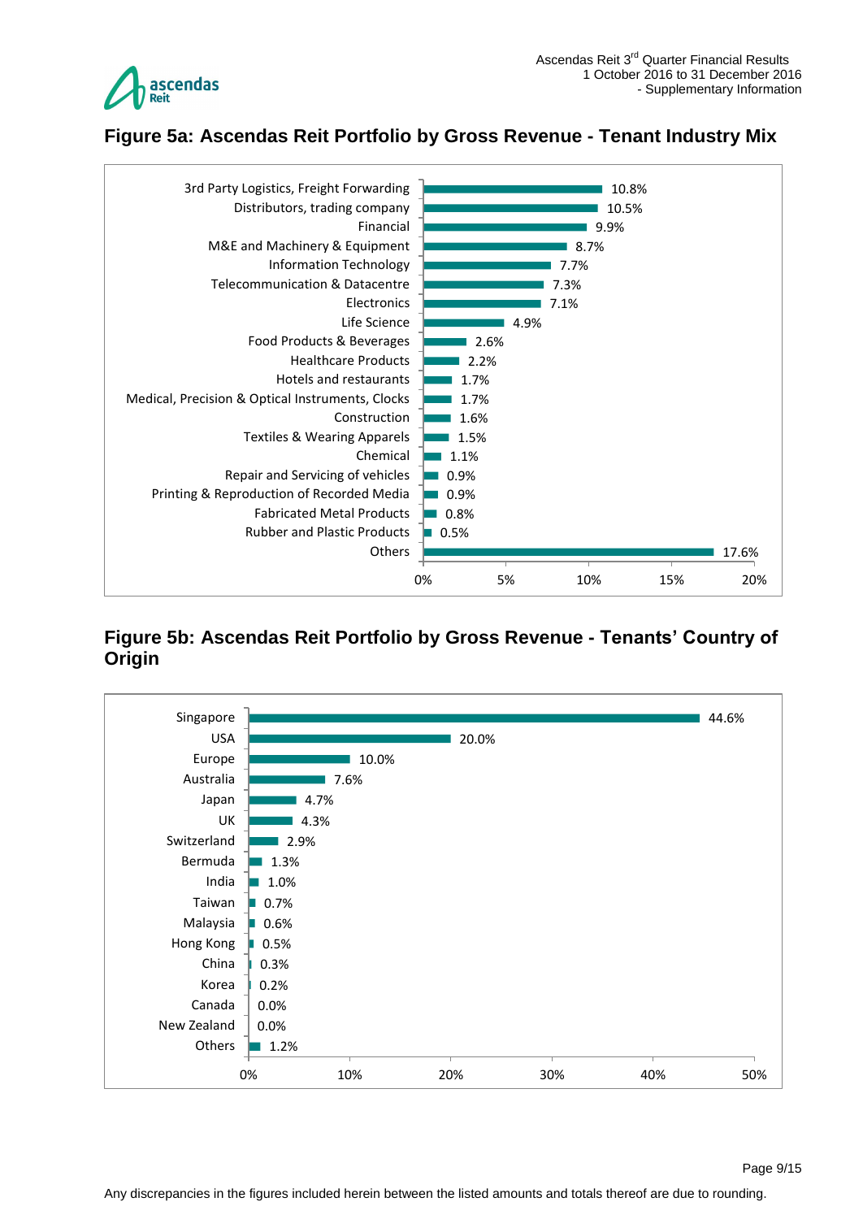## Figure 5a: Ascendas Reit Portfolio by Gross Revenue - Tenant Industry Mix

| Tenant Industry | % |
|---|---|
| 3rd Party Logistics, Freight Forwarding | 10.8% |
| Distributors, trading company | 10.5% |
| Financial | 9.9% |
| M&E and Machinery & Equipment | 8.7% |
| Information Technology | 7.7% |
| Telecommunication & Datacentre | 7.3% |
| Electronics | 7.1% |
| Life Science | 4.9% |
| Food Products & Beverages | 2.6% |
| Healthcare Products | 2.2% |
| Hotels and restaurants | 1.7% |
| Medical, Precision & Optical Instruments, Clocks | 1.7% |
| Construction | 1.6% |
| Textiles & Wearing Apparels | 1.5% |
| Chemical | 1.1% |
| Repair and Servicing of vehicles | 0.9% |
| Printing & Reproduction of Recorded Media | 0.9% |
| Fabricated Metal Products | 0.8% |
| Rubber and Plastic Products | 0.5% |
| Others | 17.6% |

## Figure 5b: Ascendas Reit Portfolio by Gross Revenue - Tenants' Country of Origin

| Country of Origin | % |
|---|---|
| Singapore | 44.6% |
| USA | 20.0% |
| Europe | 10.0% |
| Australia | 7.6% |
| Japan | 4.7% |
| UK | 4.3% |
| Switzerland | 2.9% |
| Bermuda | 1.3% |
| India | 1.0% |
| Taiwan | 0.7% |
| Malaysia | 0.6% |
| Hong Kong | 0.5% |
| China | 0.3% |
| Korea | 0.2% |
| Canada | 0.0% |
| New Zealand | 0.0% |
| Others | 1.2% |

Any discrepancies in the figures included herein between the listed amounts and totals thereof are due to rounding.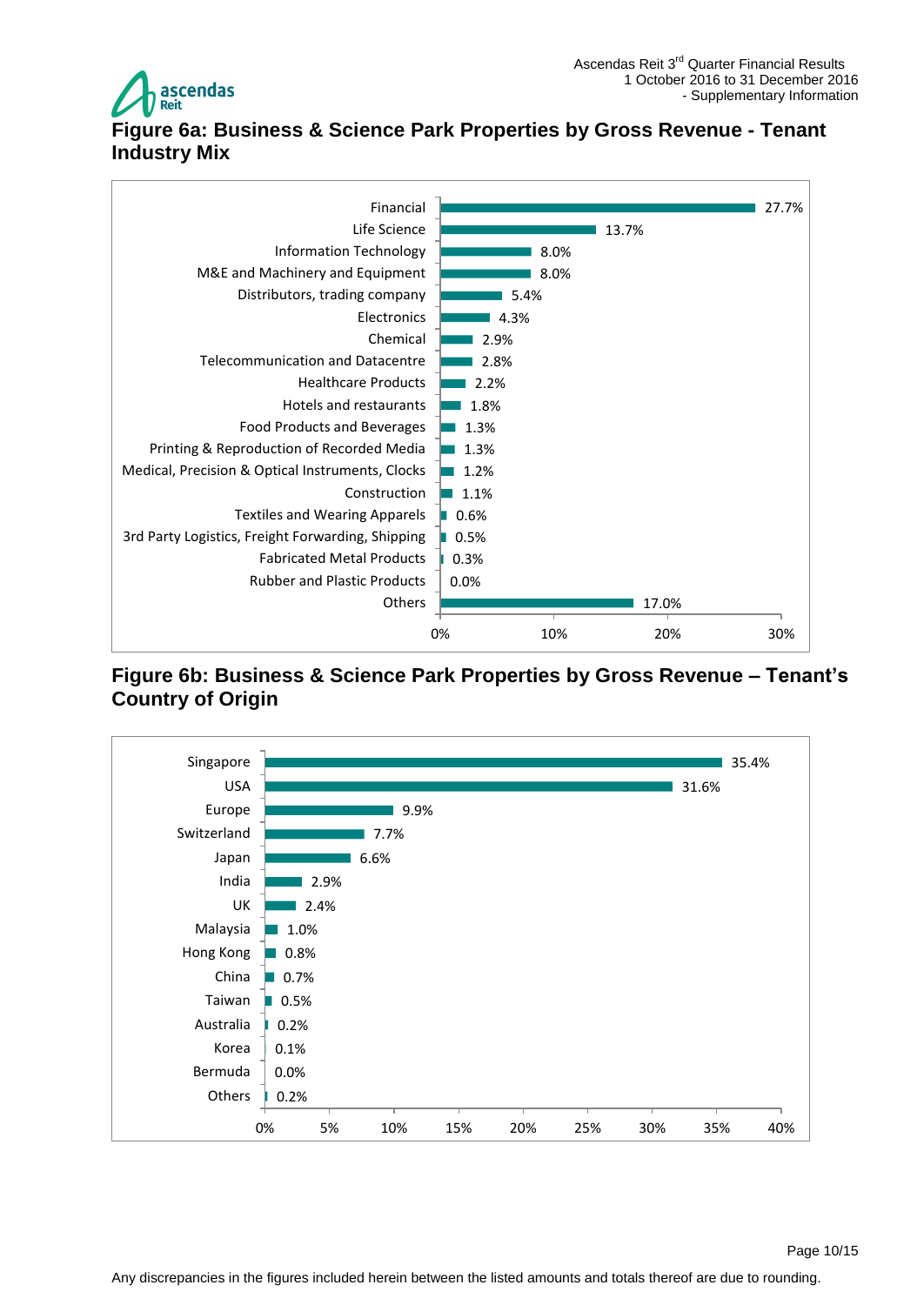## Figure 6a: Business & Science Park Properties by Gross Revenue - Tenant Industry Mix

| Industry | % |
|---|---|
| Financial | 27.7% |
| Life Science | 13.7% |
| Information Technology | 8.0% |
| M&E and Machinery and Equipment | 8.0% |
| Distributors, trading company | 5.4% |
| Electronics | 4.3% |
| Chemical | 2.9% |
| Telecommunication and Datacentre | 2.8% |
| Healthcare Products | 2.2% |
| Hotels and restaurants | 1.8% |
| Food Products and Beverages | 1.3% |
| Printing & Reproduction of Recorded Media | 1.3% |
| Medical, Precision & Optical Instruments, Clocks | 1.2% |
| Construction | 1.1% |
| Textiles and Wearing Apparels | 0.6% |
| 3rd Party Logistics, Freight Forwarding, Shipping | 0.5% |
| Fabricated Metal Products | 0.3% |
| Rubber and Plastic Products | 0.0% |
| Others | 17.0% |

## Figure 6b: Business & Science Park Properties by Gross Revenue – Tenant's Country of Origin

| Country | % |
|---|---|
| Singapore | 35.4% |
| USA | 31.6% |
| Europe | 9.9% |
| Switzerland | 7.7% |
| Japan | 6.6% |
| India | 2.9% |
| UK | 2.4% |
| Malaysia | 1.0% |
| Hong Kong | 0.8% |
| China | 0.7% |
| Taiwan | 0.5% |
| Australia | 0.2% |
| Korea | 0.1% |
| Bermuda | 0.0% |
| Others | 0.2% |

Any discrepancies in the figures included herein between the listed amounts and totals thereof are due to rounding.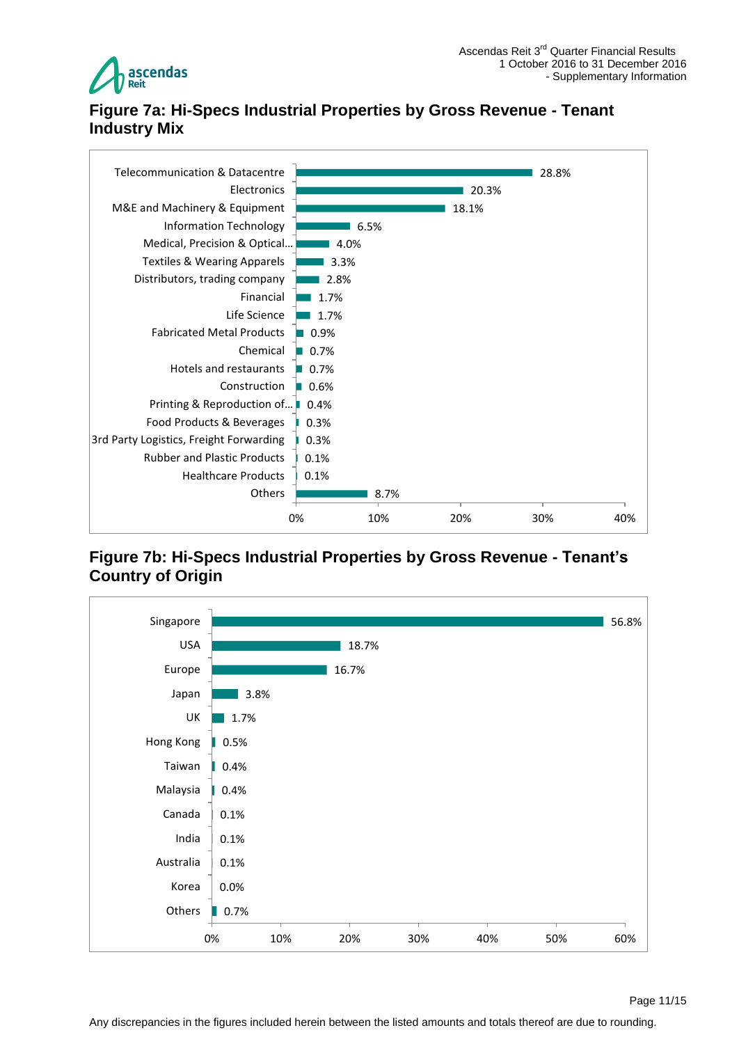## Figure 7a: Hi-Specs Industrial Properties by Gross Revenue - Tenant Industry Mix

| Tenant Industry | % |
|---|---|
| Telecommunication & Datacentre | 28.8% |
| Electronics | 20.3% |
| M&E and Machinery & Equipment | 18.1% |
| Information Technology | 6.5% |
| Medical, Precision & Optical… | 4.0% |
| Textiles & Wearing Apparels | 3.3% |
| Distributors, trading company | 2.8% |
| Financial | 1.7% |
| Life Science | 1.7% |
| Fabricated Metal Products | 0.9% |
| Chemical | 0.7% |
| Hotels and restaurants | 0.7% |
| Construction | 0.6% |
| Printing & Reproduction of… | 0.4% |
| Food Products & Beverages | 0.3% |
| 3rd Party Logistics, Freight Forwarding | 0.3% |
| Rubber and Plastic Products | 0.1% |
| Healthcare Products | 0.1% |
| Others | 8.7% |

## Figure 7b: Hi-Specs Industrial Properties by Gross Revenue - Tenant's Country of Origin

| Country | % |
|---|---|
| Singapore | 56.8% |
| USA | 18.7% |
| Europe | 16.7% |
| Japan | 3.8% |
| UK | 1.7% |
| Hong Kong | 0.5% |
| Taiwan | 0.4% |
| Malaysia | 0.4% |
| Canada | 0.1% |
| India | 0.1% |
| Australia | 0.1% |
| Korea | 0.0% |
| Others | 0.7% |

Any discrepancies in the figures included herein between the listed amounts and totals thereof are due to rounding.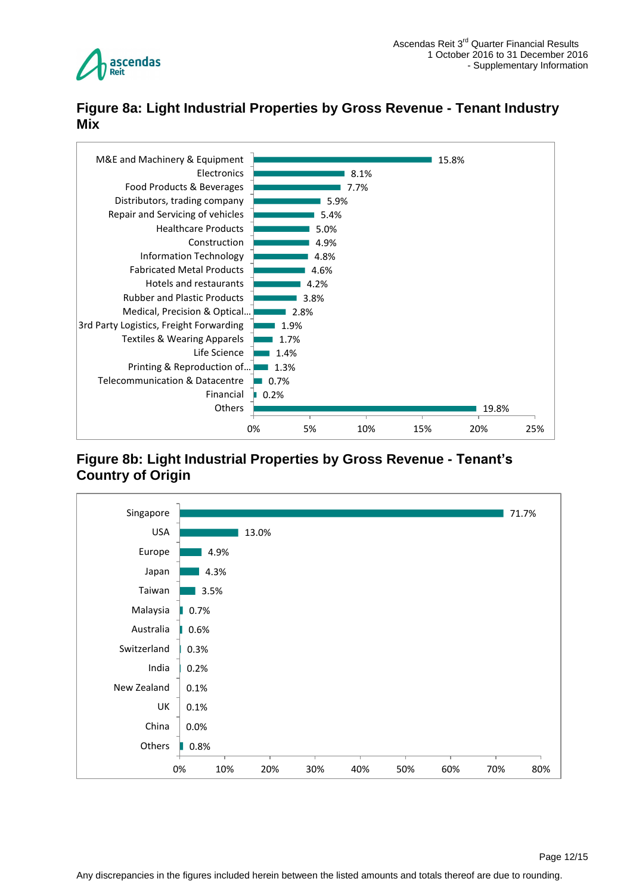## Figure 8a: Light Industrial Properties by Gross Revenue - Tenant Industry Mix

| Tenant Industry | % of Gross Revenue |
|---|---|
| M&E and Machinery & Equipment | 15.8% |
| Electronics | 8.1% |
| Food Products & Beverages | 7.7% |
| Distributors, trading company | 5.9% |
| Repair and Servicing of vehicles | 5.4% |
| Healthcare Products | 5.0% |
| Construction | 4.9% |
| Information Technology | 4.8% |
| Fabricated Metal Products | 4.6% |
| Hotels and restaurants | 4.2% |
| Rubber and Plastic Products | 3.8% |
| Medical, Precision & Optical... | 2.8% |
| 3rd Party Logistics, Freight Forwarding | 1.9% |
| Textiles & Wearing Apparels | 1.7% |
| Life Science | 1.4% |
| Printing & Reproduction of... | 1.3% |
| Telecommunication & Datacentre | 0.7% |
| Financial | 0.2% |
| Others | 19.8% |

## Figure 8b: Light Industrial Properties by Gross Revenue - Tenant's Country of Origin

| Country of Origin | % of Gross Revenue |
|---|---|
| Singapore | 71.7% |
| USA | 13.0% |
| Europe | 4.9% |
| Japan | 4.3% |
| Taiwan | 3.5% |
| Malaysia | 0.7% |
| Australia | 0.6% |
| Switzerland | 0.3% |
| India | 0.2% |
| New Zealand | 0.1% |
| UK | 0.1% |
| China | 0.0% |
| Others | 0.8% |

Any discrepancies in the figures included herein between the listed amounts and totals thereof are due to rounding.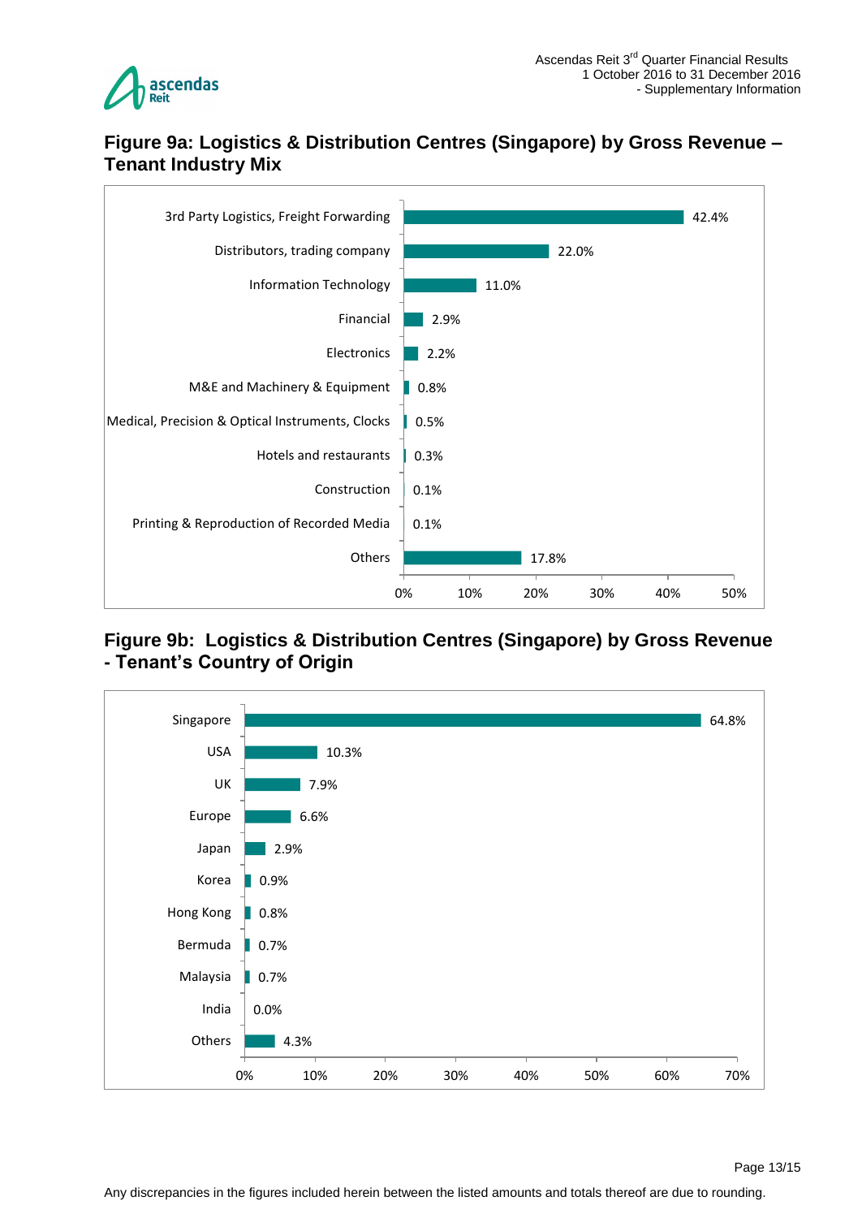## Figure 9a: Logistics & Distribution Centres (Singapore) by Gross Revenue – Tenant Industry Mix

| Tenant Industry | % of Gross Revenue |
|---|---|
| 3rd Party Logistics, Freight Forwarding | 42.4% |
| Distributors, trading company | 22.0% |
| Information Technology | 11.0% |
| Financial | 2.9% |
| Electronics | 2.2% |
| M&E and Machinery & Equipment | 0.8% |
| Medical, Precision & Optical Instruments, Clocks | 0.5% |
| Hotels and restaurants | 0.3% |
| Construction | 0.1% |
| Printing & Reproduction of Recorded Media | 0.1% |
| Others | 17.8% |

## Figure 9b: Logistics & Distribution Centres (Singapore) by Gross Revenue - Tenant's Country of Origin

| Country of Origin | % of Gross Revenue |
|---|---|
| Singapore | 64.8% |
| USA | 10.3% |
| UK | 7.9% |
| Europe | 6.6% |
| Japan | 2.9% |
| Korea | 0.9% |
| Hong Kong | 0.8% |
| Bermuda | 0.7% |
| Malaysia | 0.7% |
| India | 0.0% |
| Others | 4.3% |

Any discrepancies in the figures included herein between the listed amounts and totals thereof are due to rounding.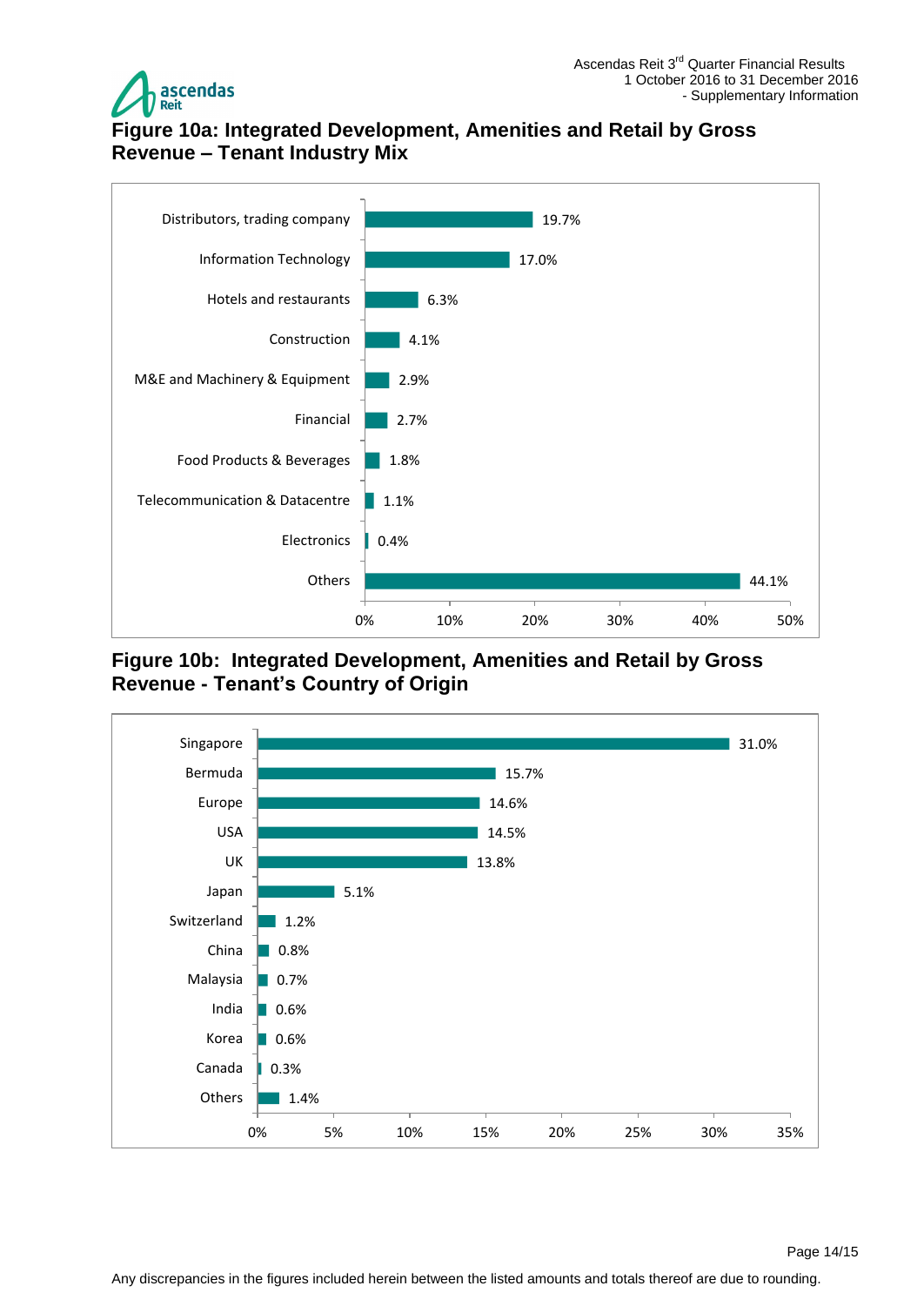## Figure 10a: Integrated Development, Amenities and Retail by Gross Revenue – Tenant Industry Mix

| Industry | % |
|---|---|
| Distributors, trading company | 19.7% |
| Information Technology | 17.0% |
| Hotels and restaurants | 6.3% |
| Construction | 4.1% |
| M&E and Machinery & Equipment | 2.9% |
| Financial | 2.7% |
| Food Products & Beverages | 1.8% |
| Telecommunication & Datacentre | 1.1% |
| Electronics | 0.4% |
| Others | 44.1% |

## Figure 10b: Integrated Development, Amenities and Retail by Gross Revenue - Tenant's Country of Origin

| Country | % |
|---|---|
| Singapore | 31.0% |
| Bermuda | 15.7% |
| Europe | 14.6% |
| USA | 14.5% |
| UK | 13.8% |
| Japan | 5.1% |
| Switzerland | 1.2% |
| China | 0.8% |
| Malaysia | 0.7% |
| India | 0.6% |
| Korea | 0.6% |
| Canada | 0.3% |
| Others | 1.4% |

Any discrepancies in the figures included herein between the listed amounts and totals thereof are due to rounding.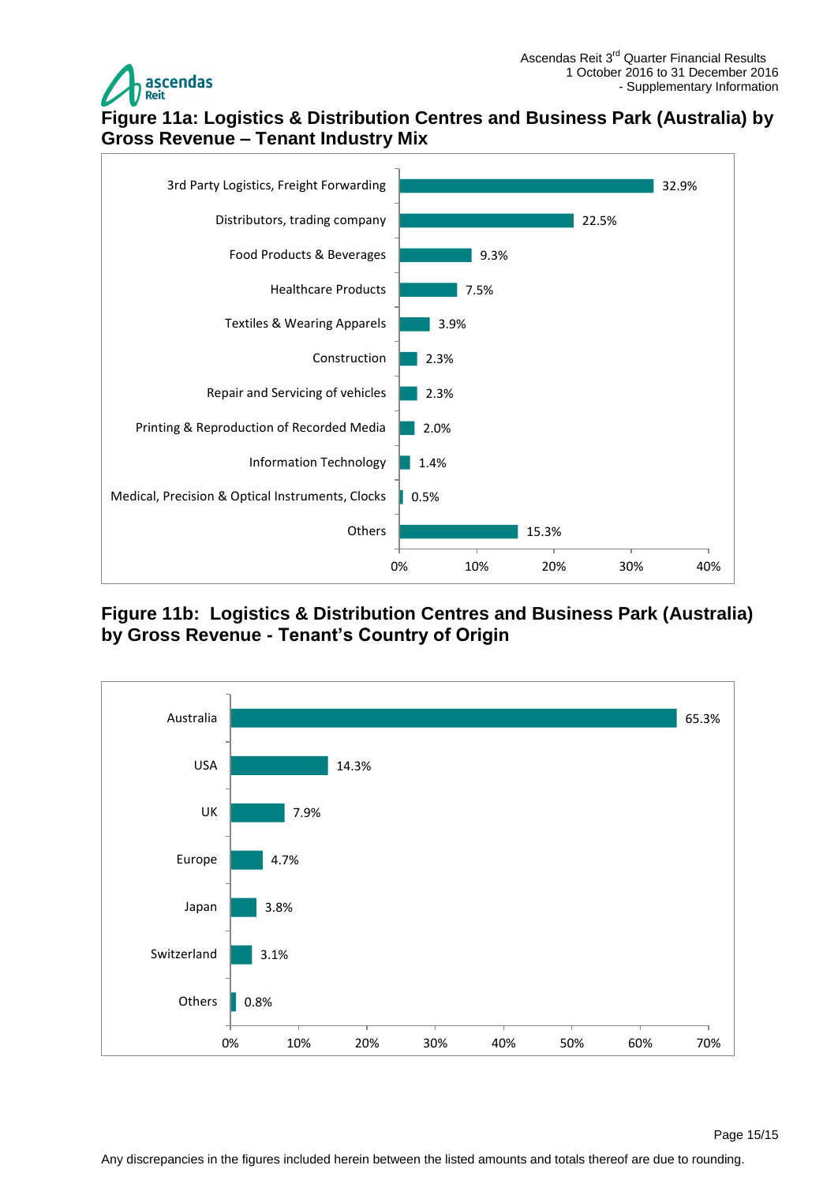## Figure 11a: Logistics & Distribution Centres and Business Park (Australia) by Gross Revenue – Tenant Industry Mix

3rd Party Logistics, Freight Forwarding 32.9%
Distributors, trading company 22.5%
Food Products & Beverages 9.3%
Healthcare Products 7.5%
Textiles & Wearing Apparels 3.9%
Construction 2.3%
Repair and Servicing of vehicles 2.3%
Printing & Reproduction of Recorded Media 2.0%
Information Technology 1.4%
Medical, Precision & Optical Instruments, Clocks 0.5%
Others 15.3%

0% 10% 20% 30% 40%

## Figure 11b: Logistics & Distribution Centres and Business Park (Australia) by Gross Revenue - Tenant's Country of Origin

Australia 65.3%
USA 14.3%
UK 7.9%
Europe 4.7%
Japan 3.8%
Switzerland 3.1%
Others 0.8%

0% 10% 20% 30% 40% 50% 60% 70%

Any discrepancies in the figures included herein between the listed amounts and totals thereof are due to rounding.